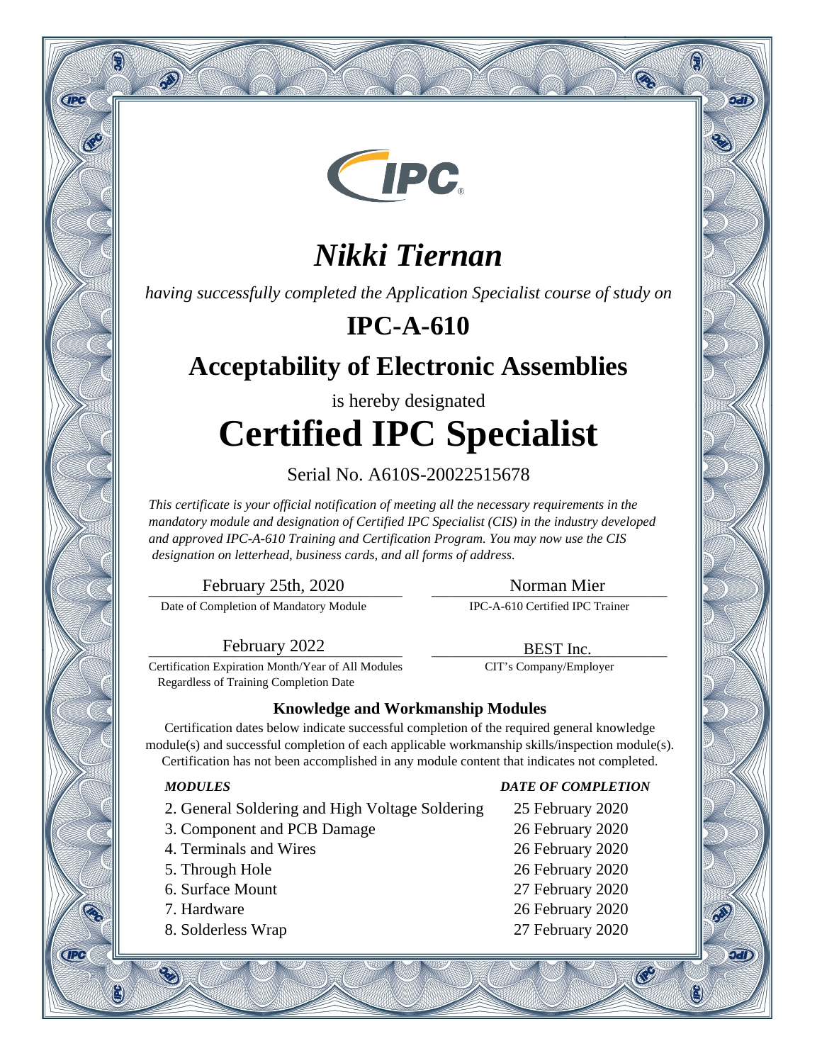IPC

# *Nikki Tiernan*

*having successfully completed the Application Specialist course of study on*

## IPC-A-610

## Acceptability of Electronic Assemblies

is hereby designated

# Certified IPC Specialist

Serial No. A610S-20022515678

*This certificate is your official notification of meeting all the necessary requirements in the mandatory module and designation of Certified IPC Specialist (CIS) in the industry developed and approved IPC-A-610 Training and Certification Program. You may now use the CIS designation on letterhead, business cards, and all forms of address.*

| | |
|---|---|
| February 25th, 2020 | Norman Mier |
| Date of Completion of Mandatory Module | IPC-A-610 Certified IPC Trainer |
| February 2022 | BEST Inc. |
| Certification Expiration Month/Year of All Modules Regardless of Training Completion Date | CIT's Company/Employer |

### Knowledge and Workmanship Modules

Certification dates below indicate successful completion of the required general knowledge module(s) and successful completion of each applicable workmanship skills/inspection module(s). Certification has not been accomplished in any module content that indicates not completed.

| ***MODULES*** | ***DATE OF COMPLETION*** |
|---|---|
| 2. General Soldering and High Voltage Soldering | 25 February 2020 |
| 3. Component and PCB Damage | 26 February 2020 |
| 4. Terminals and Wires | 26 February 2020 |
| 5. Through Hole | 26 February 2020 |
| 6. Surface Mount | 27 February 2020 |
| 7. Hardware | 26 February 2020 |
| 8. Solderless Wrap | 27 February 2020 |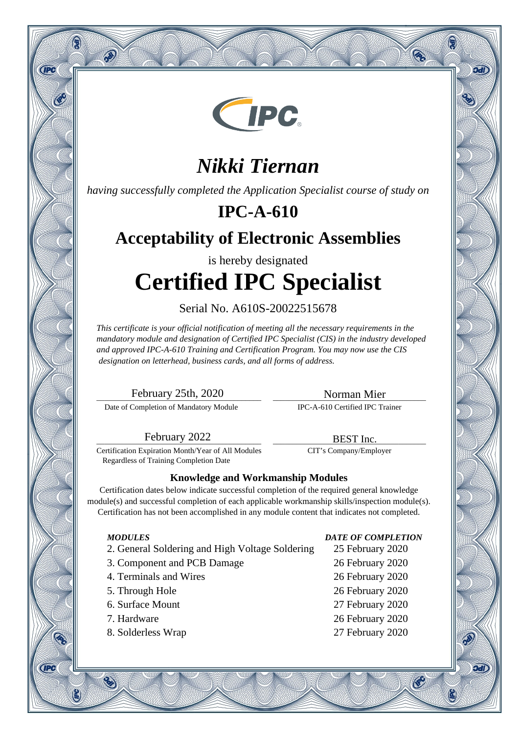# Nikki Tiernan

*having successfully completed the Application Specialist course of study on*

## IPC-A-610

## Acceptability of Electronic Assemblies

is hereby designated

# Certified IPC Specialist

Serial No. A610S-20022515678

*This certificate is your official notification of meeting all the necessary requirements in the mandatory module and designation of Certified IPC Specialist (CIS) in the industry developed and approved IPC-A-610 Training and Certification Program. You may now use the CIS designation on letterhead, business cards, and all forms of address.*

February 25th, 2020
Date of Completion of Mandatory Module

Norman Mier
IPC-A-610 Certified IPC Trainer

February 2022
Certification Expiration Month/Year of All Modules Regardless of Training Completion Date

BEST Inc.
CIT's Company/Employer

### Knowledge and Workmanship Modules

Certification dates below indicate successful completion of the required general knowledge module(s) and successful completion of each applicable workmanship skills/inspection module(s). Certification has not been accomplished in any module content that indicates not completed.

| *MODULES* | *DATE OF COMPLETION* |
|---|---|
| 2. General Soldering and High Voltage Soldering | 25 February 2020 |
| 3. Component and PCB Damage | 26 February 2020 |
| 4. Terminals and Wires | 26 February 2020 |
| 5. Through Hole | 26 February 2020 |
| 6. Surface Mount | 27 February 2020 |
| 7. Hardware | 26 February 2020 |
| 8. Solderless Wrap | 27 February 2020 |